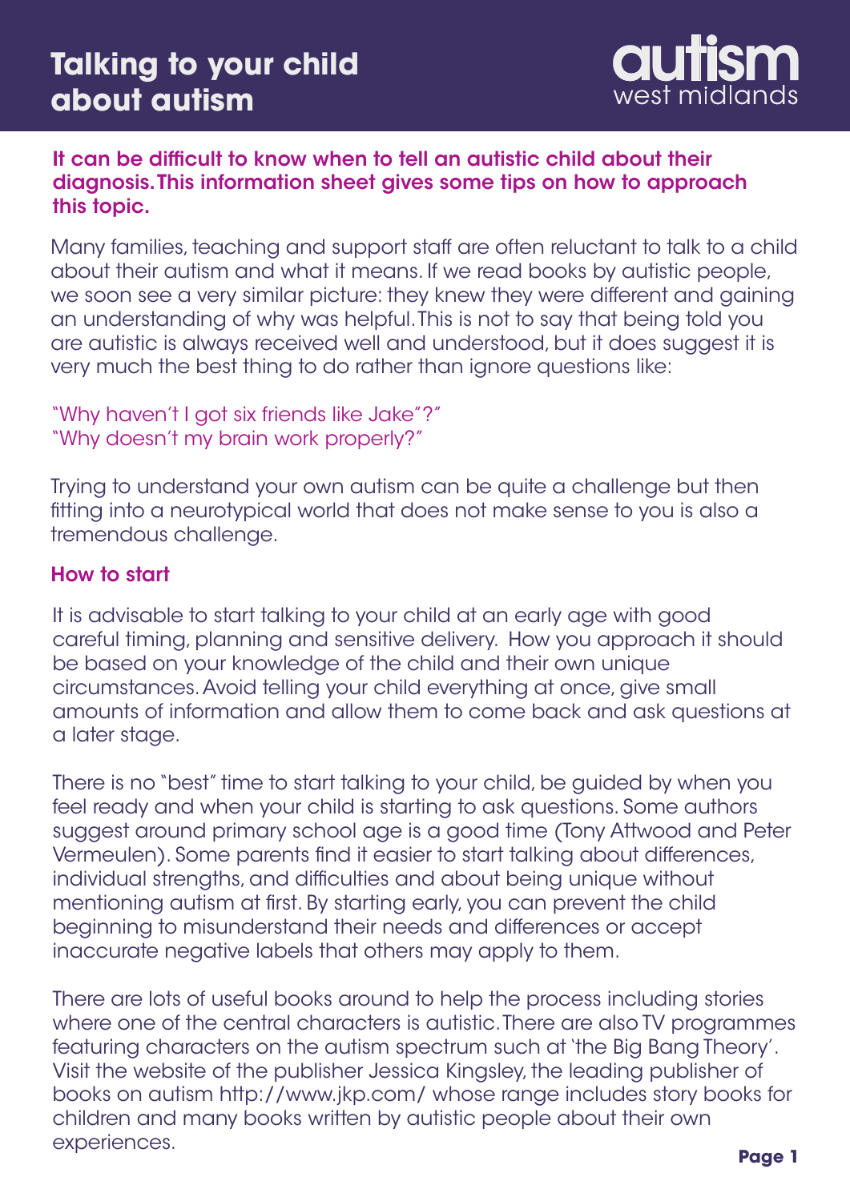# Talking to your child about autism

autism west midlands

**It can be difficult to know when to tell an autistic child about their diagnosis. This information sheet gives some tips on how to approach this topic.**

Many families, teaching and support staff are often reluctant to talk to a child about their autism and what it means. If we read books by autistic people, we soon see a very similar picture: they knew they were different and gaining an understanding of why was helpful. This is not to say that being told you are autistic is always received well and understood, but it does suggest it is very much the best thing to do rather than ignore questions like:

"Why haven't I got six friends like Jake"?"
"Why doesn't my brain work properly?"

Trying to understand your own autism can be quite a challenge but then fitting into a neurotypical world that does not make sense to you is also a tremendous challenge.

## How to start

It is advisable to start talking to your child at an early age with good careful timing, planning and sensitive delivery. How you approach it should be based on your knowledge of the child and their own unique circumstances. Avoid telling your child everything at once, give small amounts of information and allow them to come back and ask questions at a later stage.

There is no "best" time to start talking to your child, be guided by when you feel ready and when your child is starting to ask questions. Some authors suggest around primary school age is a good time (Tony Attwood and Peter Vermeulen). Some parents find it easier to start talking about differences, individual strengths, and difficulties and about being unique without mentioning autism at first. By starting early, you can prevent the child beginning to misunderstand their needs and differences or accept inaccurate negative labels that others may apply to them.

There are lots of useful books around to help the process including stories where one of the central characters is autistic. There are also TV programmes featuring characters on the autism spectrum such at 'the Big Bang Theory'. Visit the website of the publisher Jessica Kingsley, the leading publisher of books on autism http://www.jkp.com/ whose range includes story books for children and many books written by autistic people about their own experiences.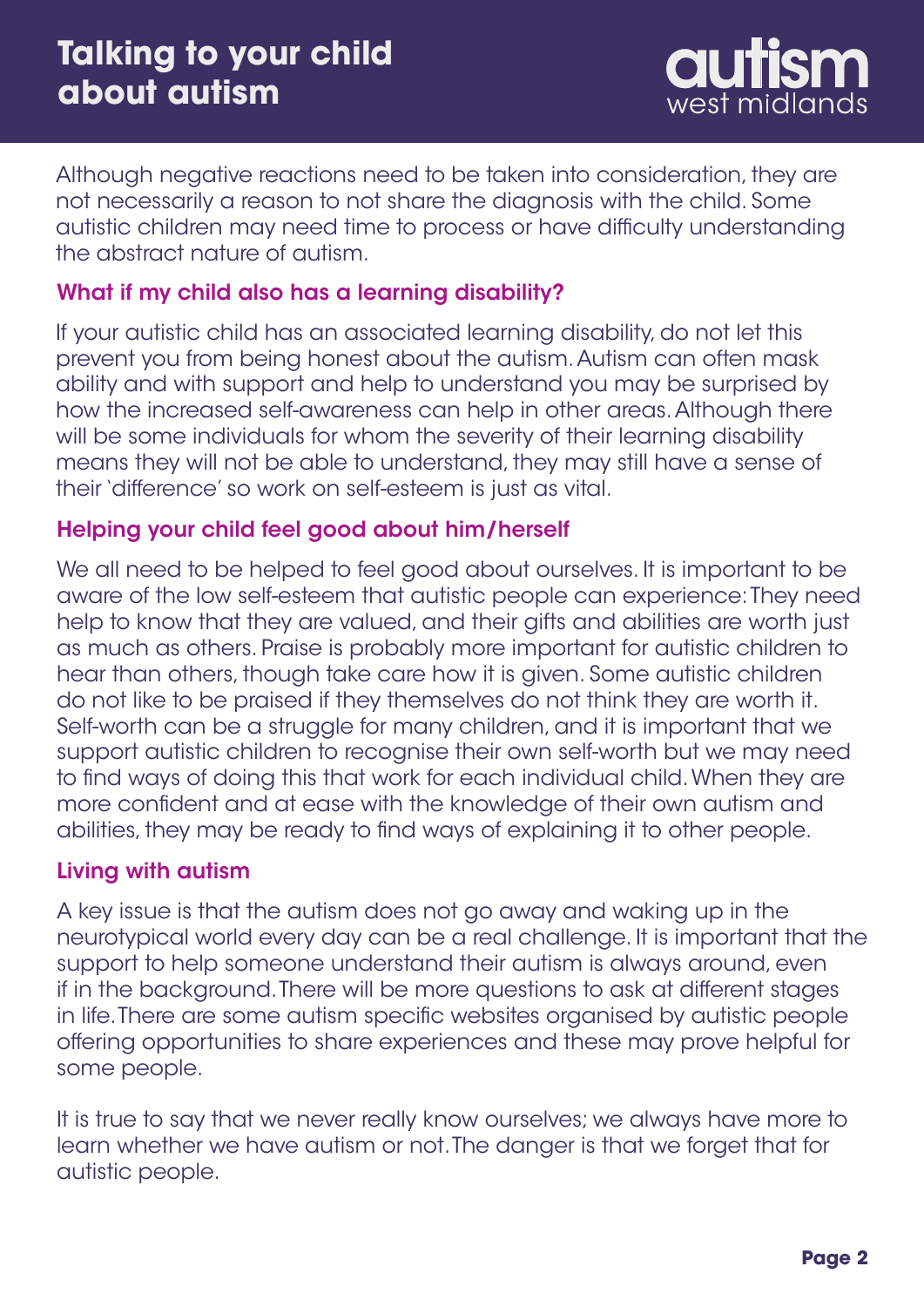Although negative reactions need to be taken into consideration, they are not necessarily a reason to not share the diagnosis with the child. Some autistic children may need time to process or have difficulty understanding the abstract nature of autism.

### What if my child also has a learning disability?

If your autistic child has an associated learning disability, do not let this prevent you from being honest about the autism. Autism can often mask ability and with support and help to understand you may be surprised by how the increased self-awareness can help in other areas. Although there will be some individuals for whom the severity of their learning disability means they will not be able to understand, they may still have a sense of their 'difference' so work on self-esteem is just as vital.

### Helping your child feel good about him/herself

We all need to be helped to feel good about ourselves. It is important to be aware of the low self-esteem that autistic people can experience: They need help to know that they are valued, and their gifts and abilities are worth just as much as others. Praise is probably more important for autistic children to hear than others, though take care how it is given. Some autistic children do not like to be praised if they themselves do not think they are worth it. Self-worth can be a struggle for many children, and it is important that we support autistic children to recognise their own self-worth but we may need to find ways of doing this that work for each individual child. When they are more confident and at ease with the knowledge of their own autism and abilities, they may be ready to find ways of explaining it to other people.

### Living with autism

A key issue is that the autism does not go away and waking up in the neurotypical world every day can be a real challenge. It is important that the support to help someone understand their autism is always around, even if in the background. There will be more questions to ask at different stages in life. There are some autism specific websites organised by autistic people offering opportunities to share experiences and these may prove helpful for some people.

It is true to say that we never really know ourselves; we always have more to learn whether we have autism or not. The danger is that we forget that for autistic people.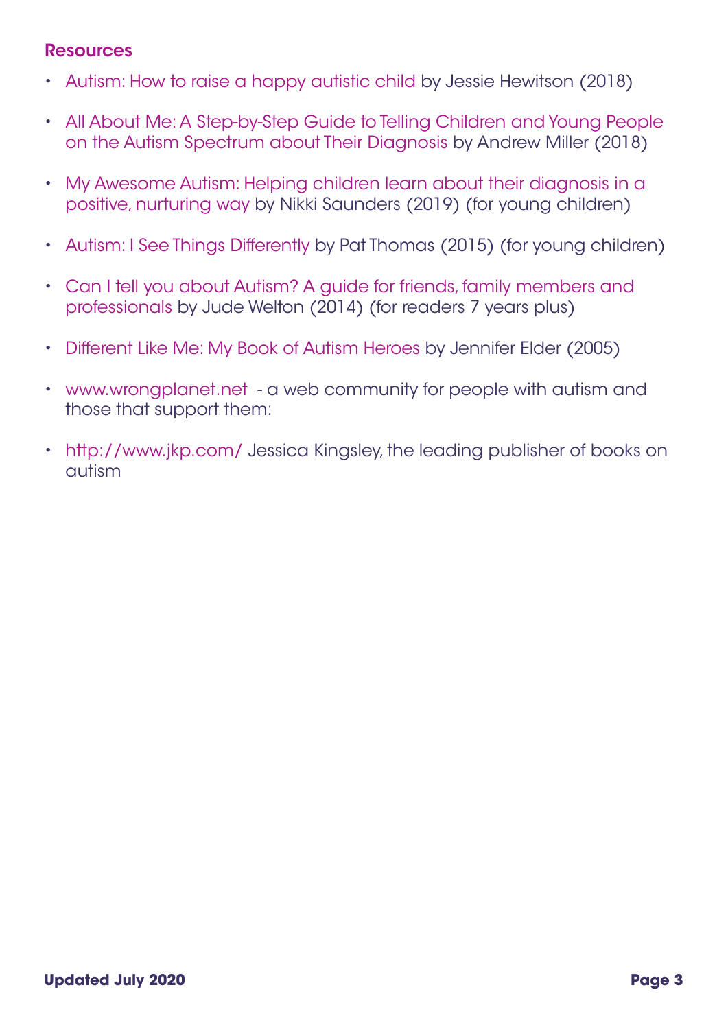## Resources

- Autism: How to raise a happy autistic child by Jessie Hewitson (2018)
- All About Me: A Step-by-Step Guide to Telling Children and Young People on the Autism Spectrum about Their Diagnosis by Andrew Miller (2018)
- My Awesome Autism: Helping children learn about their diagnosis in a positive, nurturing way by Nikki Saunders (2019) (for young children)
- Autism: I See Things Differently by Pat Thomas (2015) (for young children)
- Can I tell you about Autism? A guide for friends, family members and professionals by Jude Welton (2014) (for readers 7 years plus)
- Different Like Me: My Book of Autism Heroes by Jennifer Elder (2005)
- www.wrongplanet.net - a web community for people with autism and those that support them:
- http://www.jkp.com/ Jessica Kingsley, the leading publisher of books on autism

**Updated July 2020**